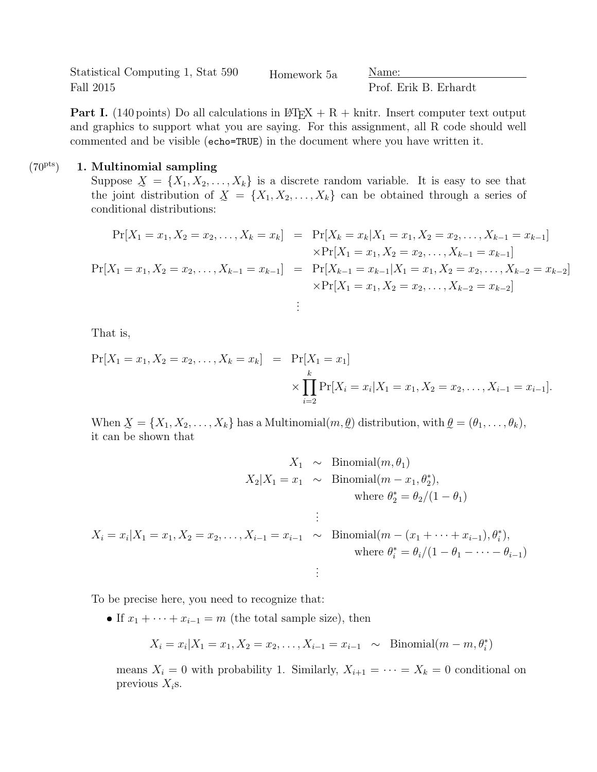Statistical Computing 1, Stat 590 — Homework 5a — Name: ____________________

Fall 2015 — Prof. Erik B. Erhardt

**Part I.** (140 points) Do all calculations in LaTeX + R + knitr. Insert computer text output and graphics to support what you are saying. For this assignment, all R code should well commented and be visible (`echo=TRUE`) in the document where you have written it.

(70pts) **1. Multinomial sampling**

Suppose $\underset{\sim}{X} = \{X_1, X_2, \ldots, X_k\}$ is a discrete random variable. It is easy to see that the joint distribution of $\underset{\sim}{X} = \{X_1, X_2, \ldots, X_k\}$ can be obtained through a series of conditional distributions:

$$
\begin{aligned}
\Pr[X_1 = x_1, X_2 = x_2, \ldots, X_k = x_k] &= \Pr[X_k = x_k | X_1 = x_1, X_2 = x_2, \ldots, X_{k-1} = x_{k-1}] \\
&\quad \times \Pr[X_1 = x_1, X_2 = x_2, \ldots, X_{k-1} = x_{k-1}] \\
\Pr[X_1 = x_1, X_2 = x_2, \ldots, X_{k-1} = x_{k-1}] &= \Pr[X_{k-1} = x_{k-1} | X_1 = x_1, X_2 = x_2, \ldots, X_{k-2} = x_{k-2}] \\
&\quad \times \Pr[X_1 = x_1, X_2 = x_2, \ldots, X_{k-2} = x_{k-2}] \\
&\;\;\vdots
\end{aligned}
$$

That is,

$$
\begin{aligned}
\Pr[X_1 = x_1, X_2 = x_2, \ldots, X_k = x_k] &= \Pr[X_1 = x_1] \\
&\quad \times \prod_{i=2}^{k} \Pr[X_i = x_i | X_1 = x_1, X_2 = x_2, \ldots, X_{i-1} = x_{i-1}].
\end{aligned}
$$

When $\underset{\sim}{X} = \{X_1, X_2, \ldots, X_k\}$ has a Multinomial$(m, \underset{\sim}{\theta})$ distribution, with $\underset{\sim}{\theta} = (\theta_1, \ldots, \theta_k)$, it can be shown that

$$
\begin{aligned}
X_1 &\sim \text{Binomial}(m, \theta_1) \\
X_2 | X_1 = x_1 &\sim \text{Binomial}(m - x_1, \theta_2^*), \\
&\qquad \text{where } \theta_2^* = \theta_2/(1 - \theta_1) \\
&\;\;\vdots \\
X_i = x_i | X_1 = x_1, X_2 = x_2, \ldots, X_{i-1} = x_{i-1} &\sim \text{Binomial}(m - (x_1 + \cdots + x_{i-1}), \theta_i^*), \\
&\qquad \text{where } \theta_i^* = \theta_i/(1 - \theta_1 - \cdots - \theta_{i-1}) \\
&\;\;\vdots
\end{aligned}
$$

To be precise here, you need to recognize that:

- If $x_1 + \cdots + x_{i-1} = m$ (the total sample size), then

$$
X_i = x_i | X_1 = x_1, X_2 = x_2, \ldots, X_{i-1} = x_{i-1} \sim \text{Binomial}(m - m, \theta_i^*)
$$

  means $X_i = 0$ with probability 1. Similarly, $X_{i+1} = \cdots = X_k = 0$ conditional on previous $X_i$s.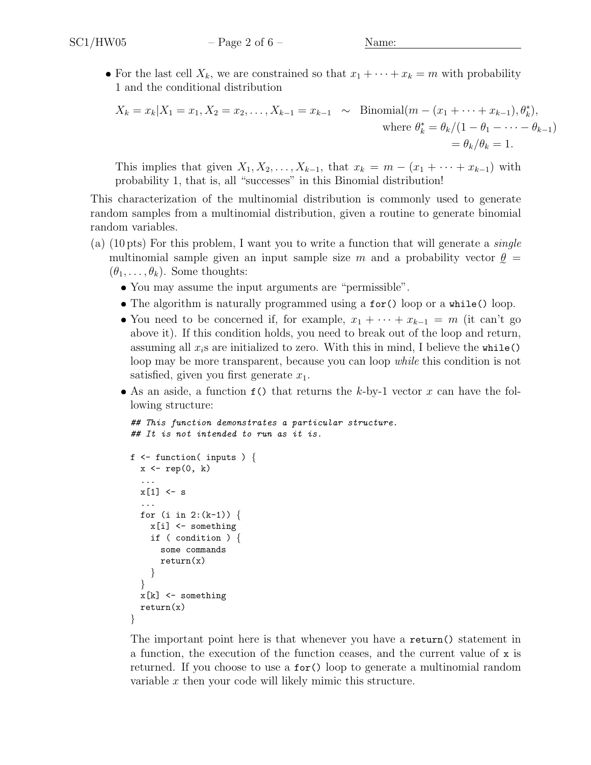- For the last cell $X_k$, we are constrained so that $x_1 + \cdots + x_k = m$ with probability 1 and the conditional distribution

$$
\begin{aligned}
X_k = x_k | X_1 = x_1, X_2 = x_2, \ldots, X_{k-1} = x_{k-1} \;\sim\; & \text{Binomial}(m - (x_1 + \cdots + x_{k-1}), \theta_k^*), \\
& \text{where } \theta_k^* = \theta_k/(1 - \theta_1 - \cdots - \theta_{k-1}) \\
& \qquad\quad = \theta_k/\theta_k = 1.
\end{aligned}
$$

  This implies that given $X_1, X_2, \ldots, X_{k-1}$, that $x_k = m - (x_1 + \cdots + x_{k-1})$ with probability 1, that is, all "successes" in this Binomial distribution!

This characterization of the multinomial distribution is commonly used to generate random samples from a multinomial distribution, given a routine to generate binomial random variables.

(a) (10 pts) For this problem, I want you to write a function that will generate a *single* multinomial sample given an input sample size $m$ and a probability vector $\underset{\sim}{\theta} = (\theta_1, \ldots, \theta_k)$. Some thoughts:

- You may assume the input arguments are "permissible".
- The algorithm is naturally programmed using a `for()` loop or a `while()` loop.
- You need to be concerned if, for example, $x_1 + \cdots + x_{k-1} = m$ (it can't go above it). If this condition holds, you need to break out of the loop and return, assuming all $x_i$s are initialized to zero. With this in mind, I believe the `while()` loop may be more transparent, because you can loop *while* this condition is not satisfied, given you first generate $x_1$.
- As an aside, a function `f()` that returns the $k$-by-1 vector $x$ can have the following structure:

```
## This function demonstrates a particular structure.
## It is not intended to run as it is.

f <- function( inputs ) {
  x <- rep(0, k)
  ...
  x[1] <- s
  ...
  for (i in 2:(k-1)) {
    x[i] <- something
    if ( condition ) {
      some commands
      return(x)
    }
  }
  x[k] <- something
  return(x)
}
```

  The important point here is that whenever you have a `return()` statement in a function, the execution of the function ceases, and the current value of `x` is returned. If you choose to use a `for()` loop to generate a multinomial random variable $x$ then your code will likely mimic this structure.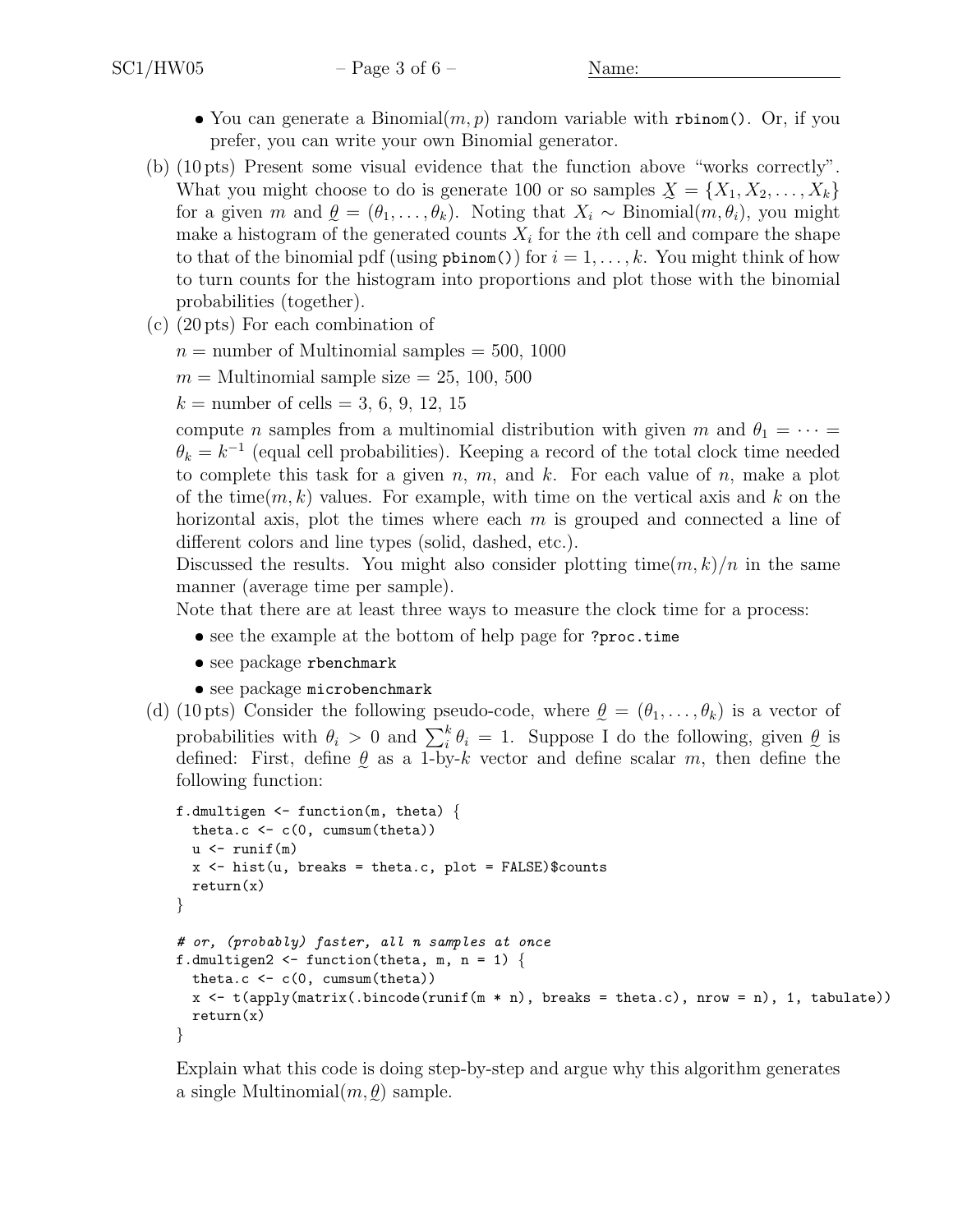- You can generate a Binomial$(m, p)$ random variable with `rbinom()`. Or, if you prefer, you can write your own Binomial generator.

(b) (10 pts) Present some visual evidence that the function above "works correctly". What you might choose to do is generate 100 or so samples $\underset{\sim}{X} = \{X_1, X_2, \ldots, X_k\}$ for a given $m$ and $\underset{\sim}{\theta} = (\theta_1, \ldots, \theta_k)$. Noting that $X_i \sim \text{Binomial}(m, \theta_i)$, you might make a histogram of the generated counts $X_i$ for the $i$th cell and compare the shape to that of the binomial pdf (using `pbinom()`) for $i = 1, \ldots, k$. You might think of how to turn counts for the histogram into proportions and plot those with the binomial probabilities (together).

(c) (20 pts) For each combination of

$n$ = number of Multinomial samples = 500, 1000

$m$ = Multinomial sample size = 25, 100, 500

$k$ = number of cells = 3, 6, 9, 12, 15

compute $n$ samples from a multinomial distribution with given $m$ and $\theta_1 = \cdots = \theta_k = k^{-1}$ (equal cell probabilities). Keeping a record of the total clock time needed to complete this task for a given $n$, $m$, and $k$. For each value of $n$, make a plot of the time$(m, k)$ values. For example, with time on the vertical axis and $k$ on the horizontal axis, plot the times where each $m$ is grouped and connected a line of different colors and line types (solid, dashed, etc.).

Discussed the results. You might also consider plotting time$(m, k)/n$ in the same manner (average time per sample).

Note that there are at least three ways to measure the clock time for a process:

- see the example at the bottom of help page for `?proc.time`
- see package `rbenchmark`
- see package `microbenchmark`

(d) (10 pts) Consider the following pseudo-code, where $\underset{\sim}{\theta} = (\theta_1, \ldots, \theta_k)$ is a vector of probabilities with $\theta_i > 0$ and $\sum_i^k \theta_i = 1$. Suppose I do the following, given $\underset{\sim}{\theta}$ is defined: First, define $\underset{\sim}{\theta}$ as a 1-by-$k$ vector and define scalar $m$, then define the following function:

```
f.dmultigen <- function(m, theta) {
  theta.c <- c(0, cumsum(theta))
  u <- runif(m)
  x <- hist(u, breaks = theta.c, plot = FALSE)$counts
  return(x)
}

# or, (probably) faster, all n samples at once
f.dmultigen2 <- function(theta, m, n = 1) {
  theta.c <- c(0, cumsum(theta))
  x <- t(apply(matrix(.bincode(runif(m * n), breaks = theta.c), nrow = n), 1, tabulate))
  return(x)
}
```

Explain what this code is doing step-by-step and argue why this algorithm generates a single Multinomial$(m, \underset{\sim}{\theta})$ sample.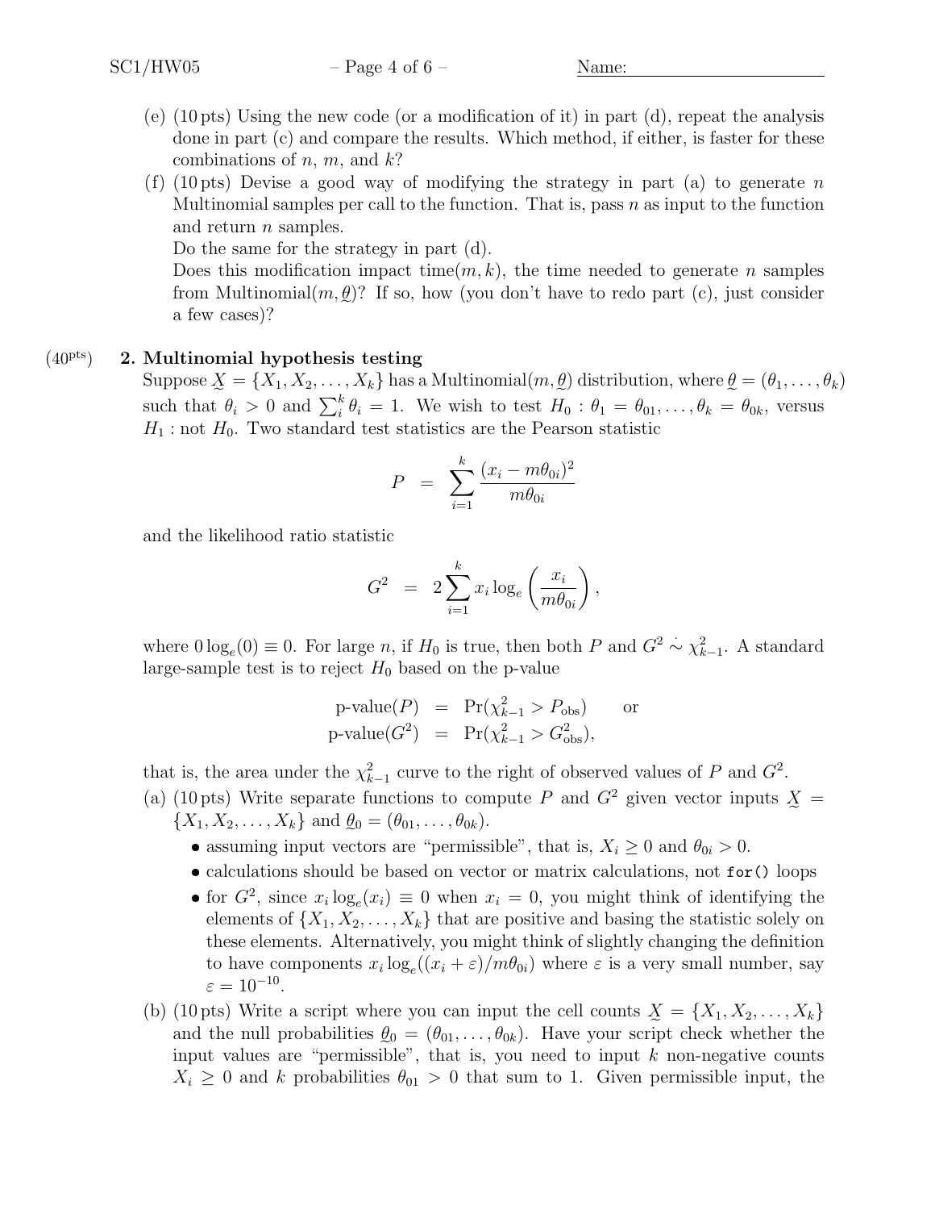(e) (10 pts) Using the new code (or a modification of it) in part (d), repeat the analysis done in part (c) and compare the results. Which method, if either, is faster for these combinations of $n$, $m$, and $k$?

(f) (10 pts) Devise a good way of modifying the strategy in part (a) to generate $n$ Multinomial samples per call to the function. That is, pass $n$ as input to the function and return $n$ samples.
Do the same for the strategy in part (d).
Does this modification impact time$(m, k)$, the time needed to generate $n$ samples from Multinomial$(m, \underset{\sim}{\theta})$? If so, how (you don't have to redo part (c), just consider a few cases)?

(40pts) **2. Multinomial hypothesis testing**

Suppose $\underset{\sim}{X} = \{X_1, X_2, \ldots, X_k\}$ has a Multinomial$(m, \underset{\sim}{\theta})$ distribution, where $\underset{\sim}{\theta} = (\theta_1, \ldots, \theta_k)$ such that $\theta_i > 0$ and $\sum_i^k \theta_i = 1$. We wish to test $H_0 : \theta_1 = \theta_{01}, \ldots, \theta_k = \theta_{0k}$, versus $H_1$ : not $H_0$. Two standard test statistics are the Pearson statistic

$$P \;=\; \sum_{i=1}^{k} \frac{(x_i - m\theta_{0i})^2}{m\theta_{0i}}$$

and the likelihood ratio statistic

$$G^2 \;=\; 2\sum_{i=1}^{k} x_i \log_e\left(\frac{x_i}{m\theta_{0i}}\right),$$

where $0 \log_e(0) \equiv 0$. For large $n$, if $H_0$ is true, then both $P$ and $G^2 \mathrel{\dot\sim} \chi^2_{k-1}$. A standard large-sample test is to reject $H_0$ based on the p-value

$$\begin{aligned} \text{p-value}(P) &= \Pr(\chi^2_{k-1} > P_{\text{obs}}) \qquad \text{or} \\ \text{p-value}(G^2) &= \Pr(\chi^2_{k-1} > G^2_{\text{obs}}), \end{aligned}$$

that is, the area under the $\chi^2_{k-1}$ curve to the right of observed values of $P$ and $G^2$.

(a) (10 pts) Write separate functions to compute $P$ and $G^2$ given vector inputs $\underset{\sim}{X} = \{X_1, X_2, \ldots, X_k\}$ and $\underset{\sim}{\theta}_0 = (\theta_{01}, \ldots, \theta_{0k})$.

- assuming input vectors are "permissible", that is, $X_i \geq 0$ and $\theta_{0i} > 0$.
- calculations should be based on vector or matrix calculations, not `for()` loops
- for $G^2$, since $x_i \log_e(x_i) \equiv 0$ when $x_i = 0$, you might think of identifying the elements of $\{X_1, X_2, \ldots, X_k\}$ that are positive and basing the statistic solely on these elements. Alternatively, you might think of slightly changing the definition to have components $x_i \log_e((x_i + \varepsilon)/m\theta_{0i})$ where $\varepsilon$ is a very small number, say $\varepsilon = 10^{-10}$.

(b) (10 pts) Write a script where you can input the cell counts $\underset{\sim}{X} = \{X_1, X_2, \ldots, X_k\}$ and the null probabilities $\underset{\sim}{\theta}_0 = (\theta_{01}, \ldots, \theta_{0k})$. Have your script check whether the input values are "permissible", that is, you need to input $k$ non-negative counts $X_i \geq 0$ and $k$ probabilities $\theta_{01} > 0$ that sum to 1. Given permissible input, the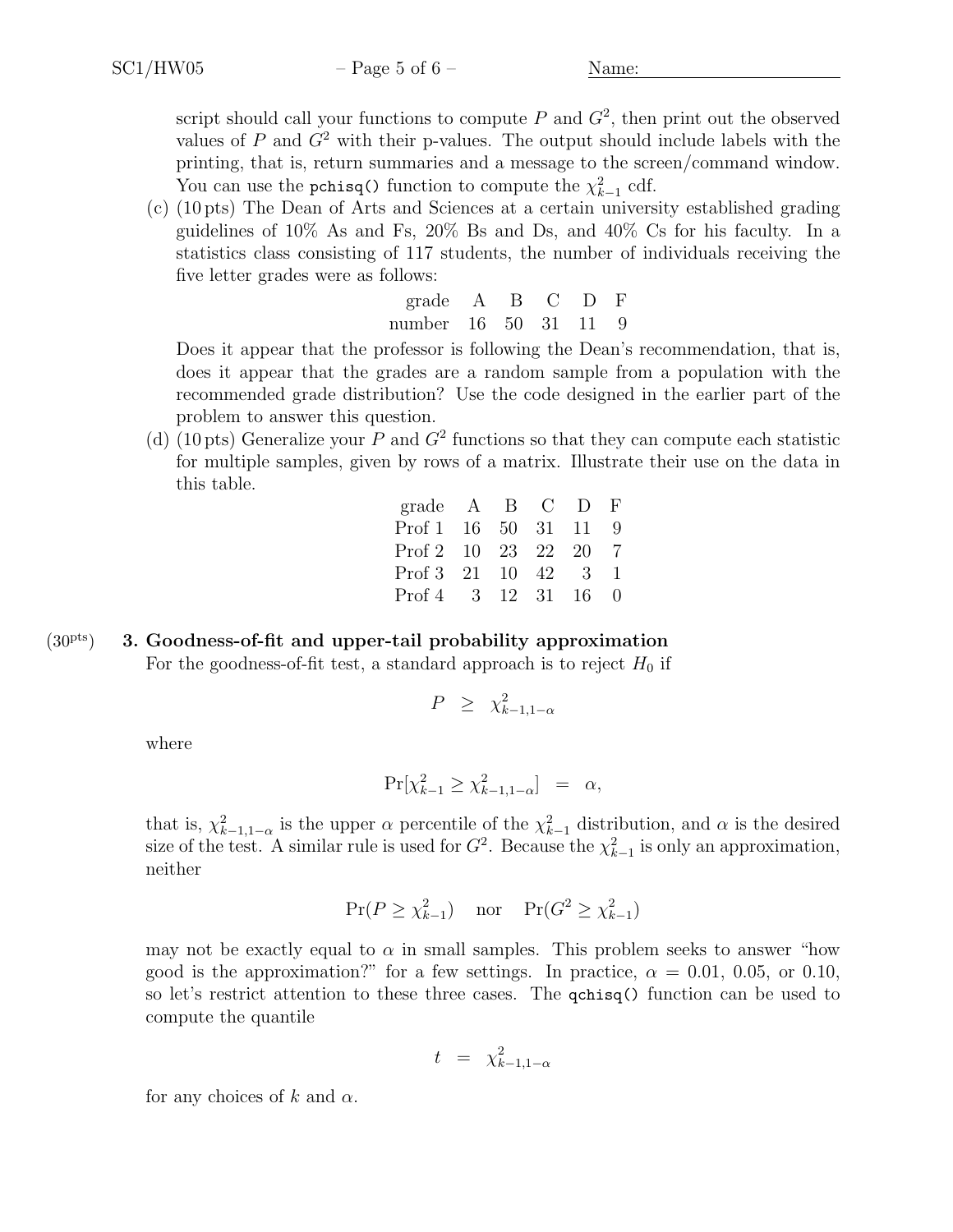script should call your functions to compute $P$ and $G^2$, then print out the observed values of $P$ and $G^2$ with their p-values. The output should include labels with the printing, that is, return summaries and a message to the screen/command window. You can use the `pchisq()` function to compute the $\chi^2_{k-1}$ cdf.

(c) (10 pts) The Dean of Arts and Sciences at a certain university established grading guidelines of 10% As and Fs, 20% Bs and Ds, and 40% Cs for his faculty. In a statistics class consisting of 117 students, the number of individuals receiving the five letter grades were as follows:

| grade | A | B | C | D | F |
|---|---|---|---|---|---|
| number | 16 | 50 | 31 | 11 | 9 |

Does it appear that the professor is following the Dean's recommendation, that is, does it appear that the grades are a random sample from a population with the recommended grade distribution? Use the code designed in the earlier part of the problem to answer this question.

(d) (10 pts) Generalize your $P$ and $G^2$ functions so that they can compute each statistic for multiple samples, given by rows of a matrix. Illustrate their use on the data in this table.

| grade | A | B | C | D | F |
|---|---|---|---|---|---|
| Prof 1 | 16 | 50 | 31 | 11 | 9 |
| Prof 2 | 10 | 23 | 22 | 20 | 7 |
| Prof 3 | 21 | 10 | 42 | 3 | 1 |
| Prof 4 | 3 | 12 | 31 | 16 | 0 |

(30pts) **3. Goodness-of-fit and upper-tail probability approximation**

For the goodness-of-fit test, a standard approach is to reject $H_0$ if

$$P \;\geq\; \chi^2_{k-1,1-\alpha}$$

where

$$\Pr[\chi^2_{k-1} \geq \chi^2_{k-1,1-\alpha}] \;=\; \alpha,$$

that is, $\chi^2_{k-1,1-\alpha}$ is the upper $\alpha$ percentile of the $\chi^2_{k-1}$ distribution, and $\alpha$ is the desired size of the test. A similar rule is used for $G^2$. Because the $\chi^2_{k-1}$ is only an approximation, neither

$$\Pr(P \geq \chi^2_{k-1}) \quad \text{nor} \quad \Pr(G^2 \geq \chi^2_{k-1})$$

may not be exactly equal to $\alpha$ in small samples. This problem seeks to answer "how good is the approximation?" for a few settings. In practice, $\alpha$ = 0.01, 0.05, or 0.10, so let's restrict attention to these three cases. The `qchisq()` function can be used to compute the quantile

$$t \;=\; \chi^2_{k-1,1-\alpha}$$

for any choices of $k$ and $\alpha$.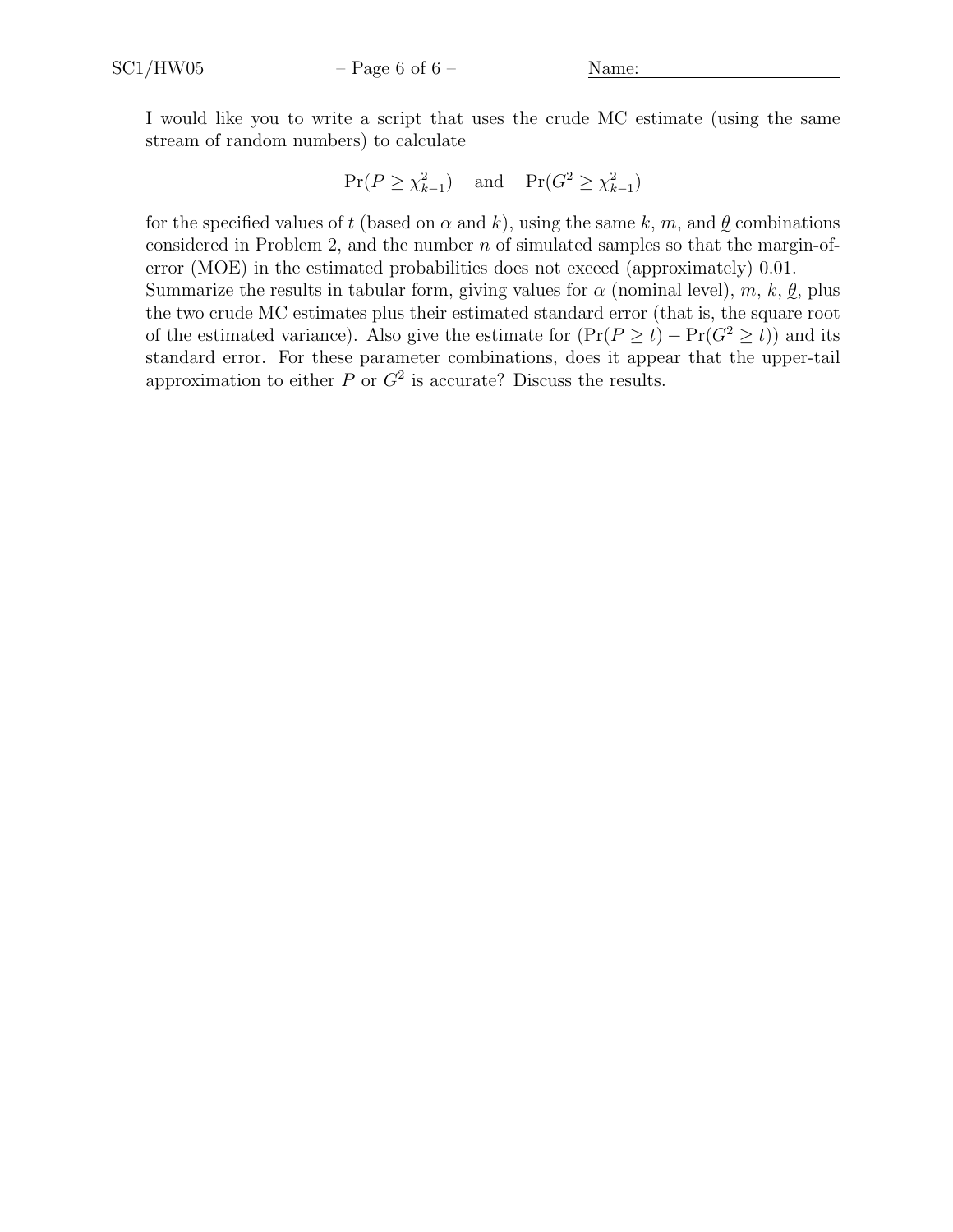I would like you to write a script that uses the crude MC estimate (using the same stream of random numbers) to calculate

$$\Pr(P \geq \chi^2_{k-1}) \quad \text{and} \quad \Pr(G^2 \geq \chi^2_{k-1})$$

for the specified values of $t$ (based on $\alpha$ and $k$), using the same $k$, $m$, and $\underset{\sim}{\theta}$ combinations considered in Problem 2, and the number $n$ of simulated samples so that the margin-of-error (MOE) in the estimated probabilities does not exceed (approximately) 0.01. Summarize the results in tabular form, giving values for $\alpha$ (nominal level), $m$, $k$, $\underset{\sim}{\theta}$, plus the two crude MC estimates plus their estimated standard error (that is, the square root of the estimated variance). Also give the estimate for $(\Pr(P \geq t) - \Pr(G^2 \geq t))$ and its standard error. For these parameter combinations, does it appear that the upper-tail approximation to either $P$ or $G^2$ is accurate? Discuss the results.